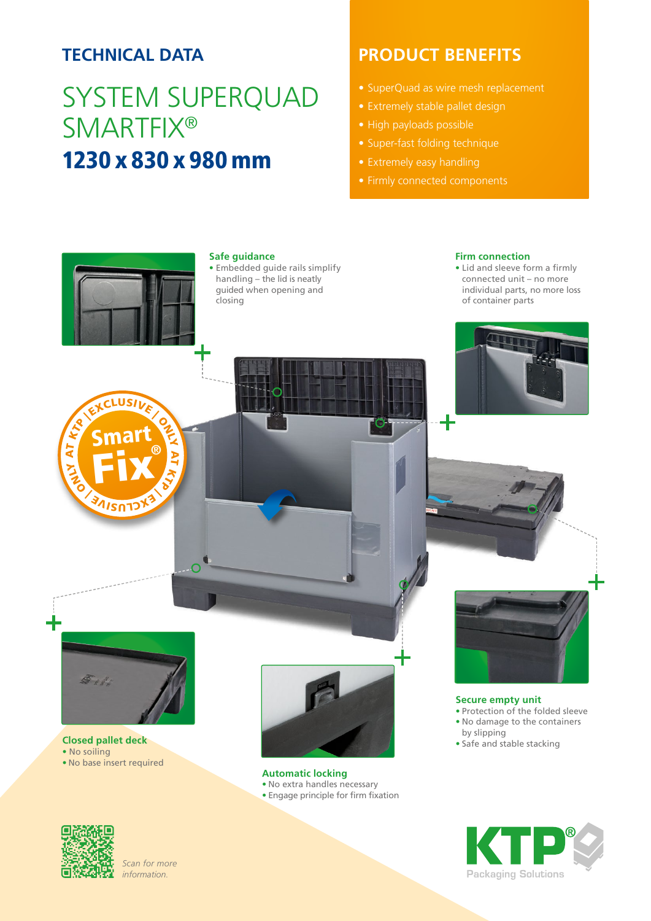## TECHNICAL DATA

# SYSTEM SUPERQUAD SMARTFIX®

# **1230 x 830 x 980 mm**

## PRODUCT BENEFITS

- SuperQuad as wire mesh replacement
- Extremely stable pallet design
- High payloads possible
- Super-fast folding technique
- Extremely easy handling
- Firmly connected components

### Safe guidance

- Embedded guide rails simplify handling – the lid is neatly guided when opening and closing

### Firm connection

- Lid and sleeve form a firmly connected unit – no more individual parts, no more loss of container parts

### Closed pallet deck

- No soiling
- No base insert required

### Automatic locking

- No extra handles necessary
- Engage principle for firm fixation

### Secure empty unit

- Protection of the folded sleeve
- No damage to the containers by slipping
- Safe and stable stacking

*Scan for more information.*

KTP® Packaging Solutions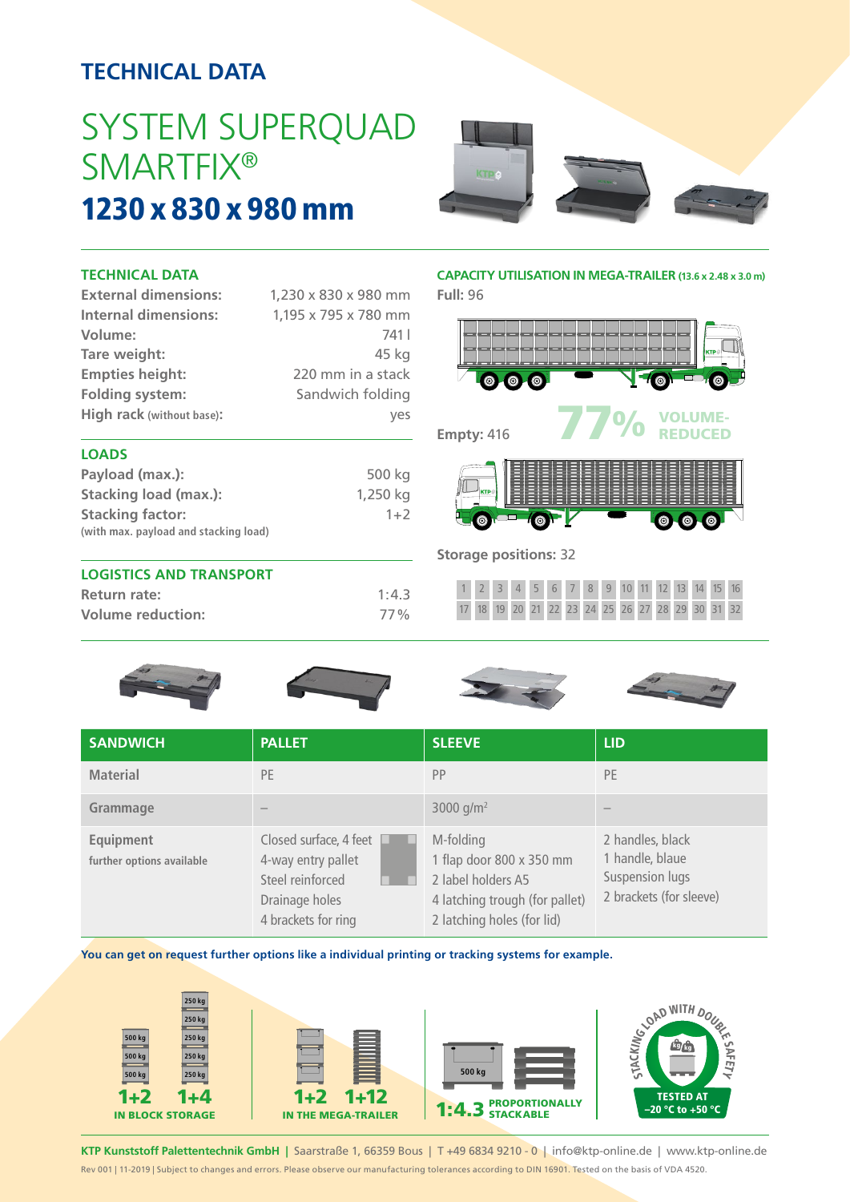## TECHNICAL DATA

# SYSTEM SUPERQUAD SMARTFIX®

# 1230 x 830 x 980 mm

### TECHNICAL DATA

| | |
|---|---|
| **External dimensions:** | 1,230 x 830 x 980 mm |
| **Internal dimensions:** | 1,195 x 795 x 780 mm |
| **Volume:** | 741 l |
| **Tare weight:** | 45 kg |
| **Empties height:** | 220 mm in a stack |
| **Folding system:** | Sandwich folding |
| **High rack** (without base): | yes |

### LOADS

| | |
|---|---|
| **Payload (max.):** | 500 kg |
| **Stacking load (max.):** | 1,250 kg |
| **Stacking factor:** (with max. payload and stacking load) | 1+2 |

### LOGISTICS AND TRANSPORT

| | |
|---|---|
| **Return rate:** | 1:4.3 |
| **Volume reduction:** | 77% |

### CAPACITY UTILISATION IN MEGA-TRAILER (13.6 x 2.48 x 3.0 m)

**Full:** 96

**Empty:** 416

77% VOLUME-REDUCED

**Storage positions:** 32

1 2 3 4 5 6 7 8 9 10 11 12 13 14 15 16
17 18 19 20 21 22 23 24 25 26 27 28 29 30 31 32

| SANDWICH | PALLET | SLEEVE | LID |
|---|---|---|---|
| **Material** | PE | PP | PE |
| **Grammage** | – | 3000 g/m² | – |
| **Equipment** further options available | Closed surface, 4 feet<br>4-way entry pallet<br>Steel reinforced<br>Drainage holes<br>4 brackets for ring | M-folding<br>1 flap door 800 x 350 mm<br>2 label holders A5<br>4 latching trough (for pallet)<br>2 latching holes (for lid) | 2 handles, black<br>1 handle, blaue<br>Suspension lugs<br>2 brackets (for sleeve) |

**You can get on request further options like a individual printing or tracking systems for example.**

500 kg 500 kg 500 kg
250 kg 250 kg 250 kg 250 kg 250 kg
1+2 1+4
IN BLOCK STORAGE

1+2 1+12
IN THE MEGA-TRAILER

500 kg
1:4.3 PROPORTIONALLY STACKABLE

STACKING LOAD WITH DOUBLE SAFETY
kg kg
TESTED AT −20 °C to +50 °C

**KTP Kunststoff Palettentechnik GmbH** | Saarstraße 1, 66359 Bous | T +49 6834 9210 - 0 | info@ktp-online.de | www.ktp-online.de

Rev 001 | 11-2019 | Subject to changes and errors. Please observe our manufacturing tolerances according to DIN 16901. Tested on the basis of VDA 4520.